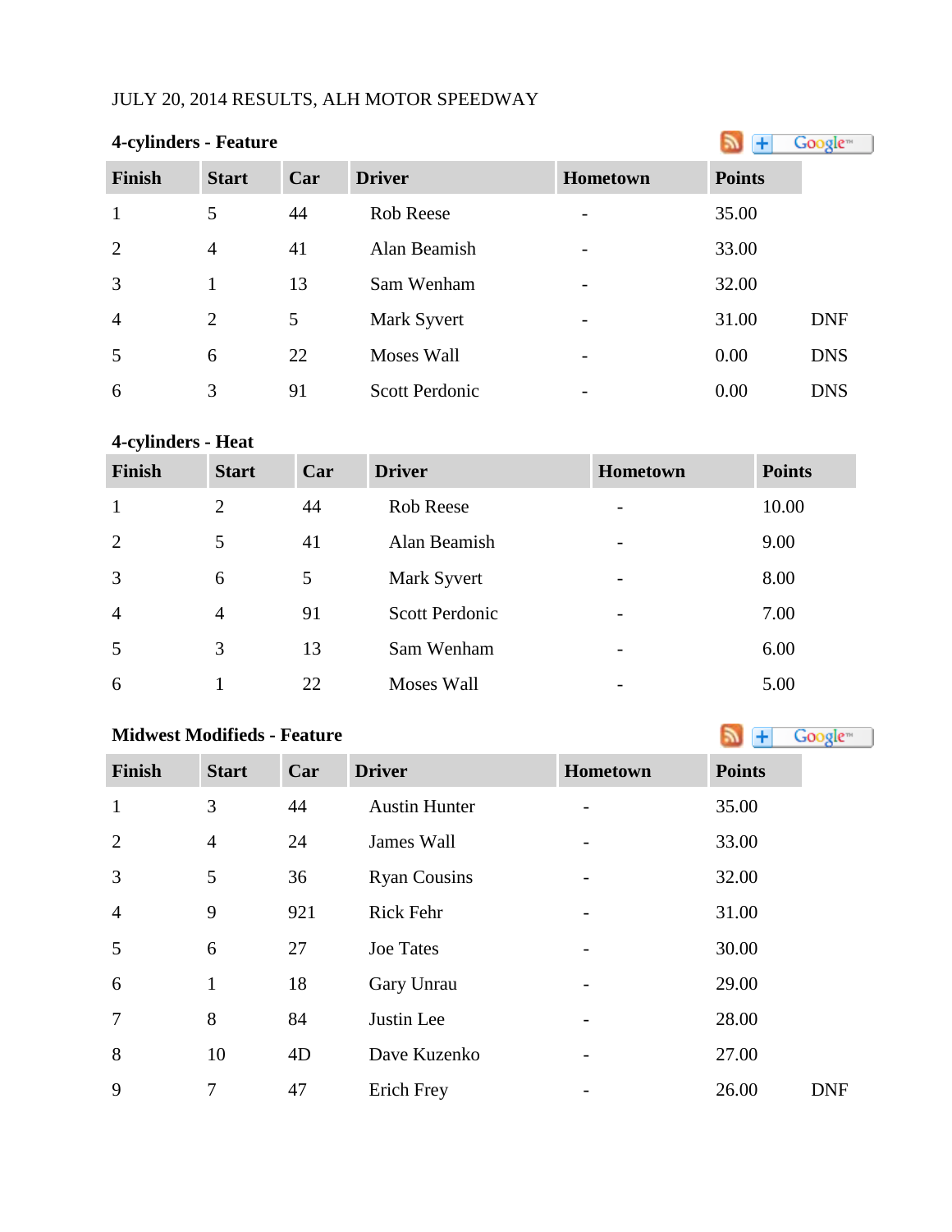JULY 20, 2014 RESULTS, ALH MOTOR SPEEDWAY

### 4-cylinders - Feature

| Finish | Start | Car | Driver | Hometown | Points | |
|---|---|---|---|---|---|---|
| 1 | 5 | 44 | Rob Reese | - | 35.00 | |
| 2 | 4 | 41 | Alan Beamish | - | 33.00 | |
| 3 | 1 | 13 | Sam Wenham | - | 32.00 | |
| 4 | 2 | 5 | Mark Syvert | - | 31.00 | DNF |
| 5 | 6 | 22 | Moses Wall | - | 0.00 | DNS |
| 6 | 3 | 91 | Scott Perdonic | - | 0.00 | DNS |

### 4-cylinders - Heat

| Finish | Start | Car | Driver | Hometown | Points |
|---|---|---|---|---|---|
| 1 | 2 | 44 | Rob Reese | - | 10.00 |
| 2 | 5 | 41 | Alan Beamish | - | 9.00 |
| 3 | 6 | 5 | Mark Syvert | - | 8.00 |
| 4 | 4 | 91 | Scott Perdonic | - | 7.00 |
| 5 | 3 | 13 | Sam Wenham | - | 6.00 |
| 6 | 1 | 22 | Moses Wall | - | 5.00 |

### Midwest Modifieds - Feature

| Finish | Start | Car | Driver | Hometown | Points | |
|---|---|---|---|---|---|---|
| 1 | 3 | 44 | Austin Hunter | - | 35.00 | |
| 2 | 4 | 24 | James Wall | - | 33.00 | |
| 3 | 5 | 36 | Ryan Cousins | - | 32.00 | |
| 4 | 9 | 921 | Rick Fehr | - | 31.00 | |
| 5 | 6 | 27 | Joe Tates | - | 30.00 | |
| 6 | 1 | 18 | Gary Unrau | - | 29.00 | |
| 7 | 8 | 84 | Justin Lee | - | 28.00 | |
| 8 | 10 | 4D | Dave Kuzenko | - | 27.00 | |
| 9 | 7 | 47 | Erich Frey | - | 26.00 | DNF |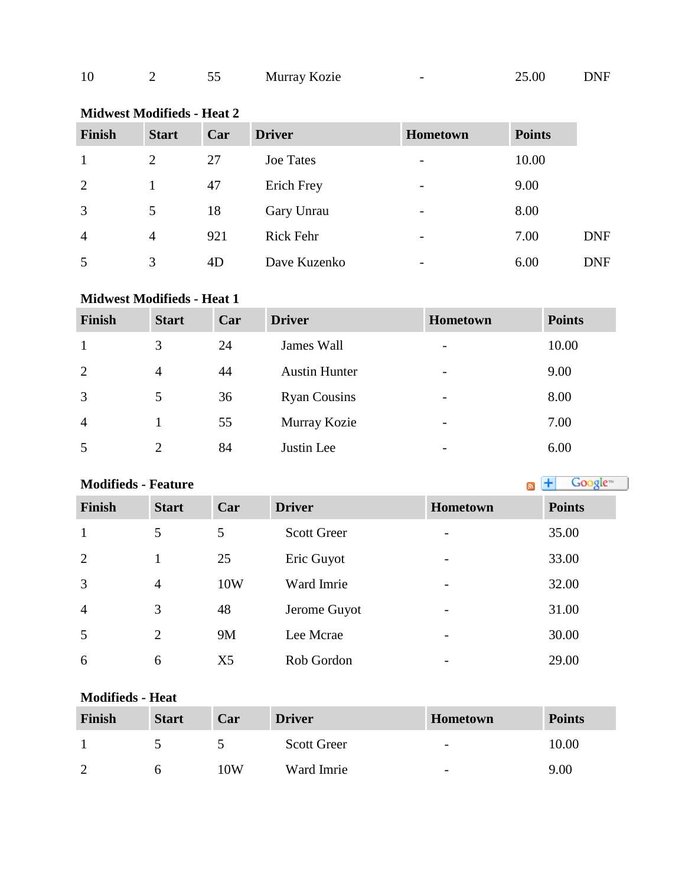| 10 | 2 | 55 | Murray Kozie | - | 25.00 | DNF |
|---|---|---|---|---|---|---|

**Midwest Modifieds - Heat 2**

| Finish | Start | Car | Driver | Hometown | Points | |
|---|---|---|---|---|---|---|
| 1 | 2 | 27 | Joe Tates | - | 10.00 | |
| 2 | 1 | 47 | Erich Frey | - | 9.00 | |
| 3 | 5 | 18 | Gary Unrau | - | 8.00 | |
| 4 | 4 | 921 | Rick Fehr | - | 7.00 | DNF |
| 5 | 3 | 4D | Dave Kuzenko | - | 6.00 | DNF |

**Midwest Modifieds - Heat 1**

| Finish | Start | Car | Driver | Hometown | Points |
|---|---|---|---|---|---|
| 1 | 3 | 24 | James Wall | - | 10.00 |
| 2 | 4 | 44 | Austin Hunter | - | 9.00 |
| 3 | 5 | 36 | Ryan Cousins | - | 8.00 |
| 4 | 1 | 55 | Murray Kozie | - | 7.00 |
| 5 | 2 | 84 | Justin Lee | - | 6.00 |

**Modifieds - Feature**

| Finish | Start | Car | Driver | Hometown | Points |
|---|---|---|---|---|---|
| 1 | 5 | 5 | Scott Greer | - | 35.00 |
| 2 | 1 | 25 | Eric Guyot | - | 33.00 |
| 3 | 4 | 10W | Ward Imrie | - | 32.00 |
| 4 | 3 | 48 | Jerome Guyot | - | 31.00 |
| 5 | 2 | 9M | Lee Mcrae | - | 30.00 |
| 6 | 6 | X5 | Rob Gordon | - | 29.00 |

**Modifieds - Heat**

| Finish | Start | Car | Driver | Hometown | Points |
|---|---|---|---|---|---|
| 1 | 5 | 5 | Scott Greer | - | 10.00 |
| 2 | 6 | 10W | Ward Imrie | - | 9.00 |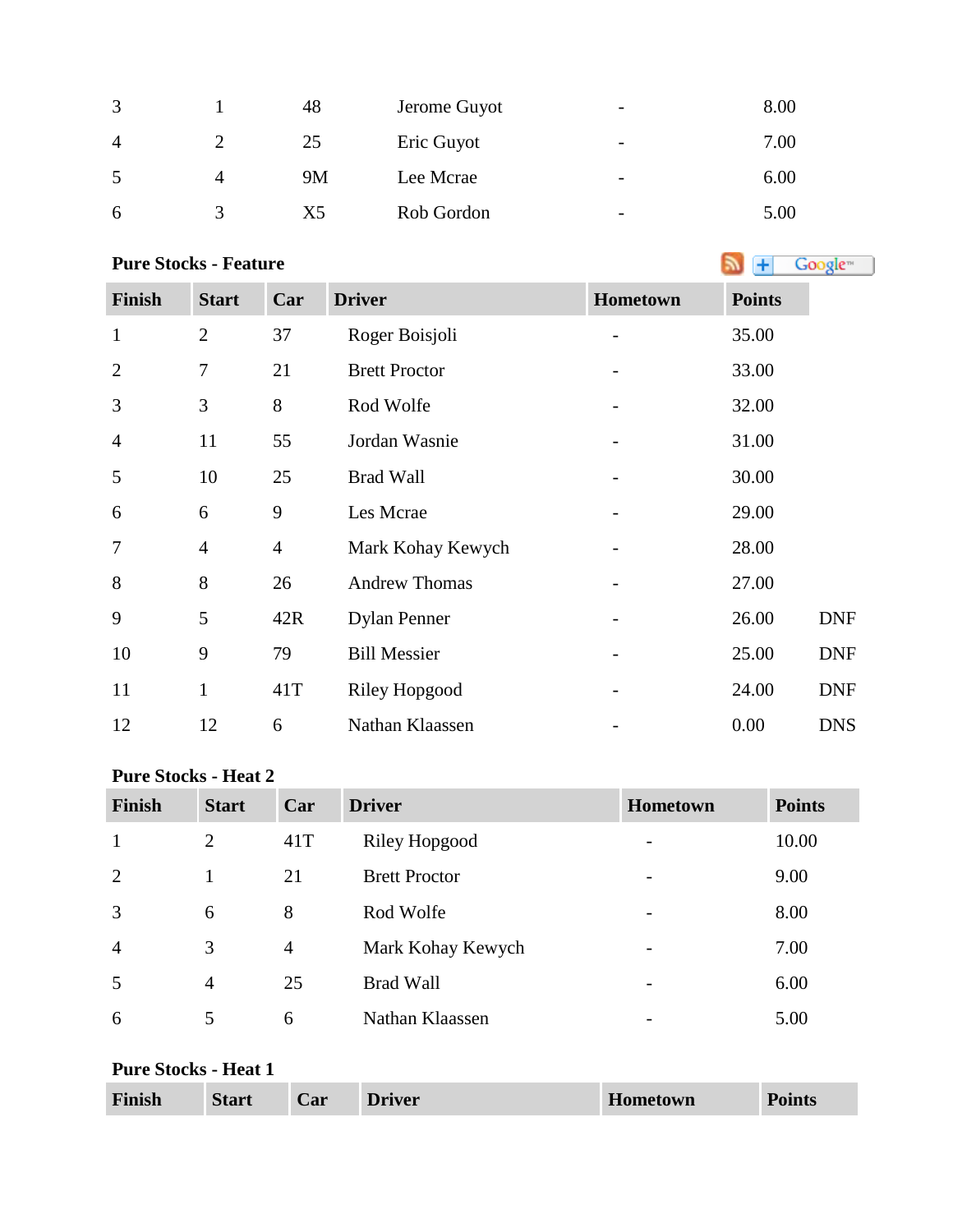| | | | | | |
|---|---|---|---|---|---|
| 3 | 1 | 48 | Jerome Guyot | - | 8.00 |
| 4 | 2 | 25 | Eric Guyot | - | 7.00 |
| 5 | 4 | 9M | Lee Mcrae | - | 6.00 |
| 6 | 3 | X5 | Rob Gordon | - | 5.00 |

**Pure Stocks - Feature**

| Finish | Start | Car | Driver | Hometown | Points | |
|---|---|---|---|---|---|---|
| 1 | 2 | 37 | Roger Boisjoli | - | 35.00 | |
| 2 | 7 | 21 | Brett Proctor | - | 33.00 | |
| 3 | 3 | 8 | Rod Wolfe | - | 32.00 | |
| 4 | 11 | 55 | Jordan Wasnie | - | 31.00 | |
| 5 | 10 | 25 | Brad Wall | - | 30.00 | |
| 6 | 6 | 9 | Les Mcrae | - | 29.00 | |
| 7 | 4 | 4 | Mark Kohay Kewych | - | 28.00 | |
| 8 | 8 | 26 | Andrew Thomas | - | 27.00 | |
| 9 | 5 | 42R | Dylan Penner | - | 26.00 | DNF |
| 10 | 9 | 79 | Bill Messier | - | 25.00 | DNF |
| 11 | 1 | 41T | Riley Hopgood | - | 24.00 | DNF |
| 12 | 12 | 6 | Nathan Klaassen | - | 0.00 | DNS |

**Pure Stocks - Heat 2**

| Finish | Start | Car | Driver | Hometown | Points |
|---|---|---|---|---|---|
| 1 | 2 | 41T | Riley Hopgood | - | 10.00 |
| 2 | 1 | 21 | Brett Proctor | - | 9.00 |
| 3 | 6 | 8 | Rod Wolfe | - | 8.00 |
| 4 | 3 | 4 | Mark Kohay Kewych | - | 7.00 |
| 5 | 4 | 25 | Brad Wall | - | 6.00 |
| 6 | 5 | 6 | Nathan Klaassen | - | 5.00 |

**Pure Stocks - Heat 1**

| Finish | Start | Car | Driver | Hometown | Points |
|---|---|---|---|---|---|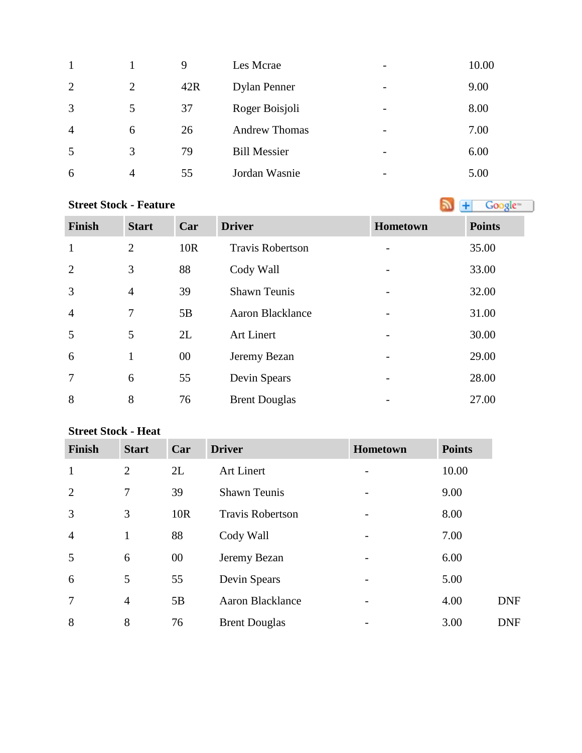| | | | | | |
|---|---|---|---|---|---|
| 1 | 1 | 9 | Les Mcrae | - | 10.00 |
| 2 | 2 | 42R | Dylan Penner | - | 9.00 |
| 3 | 5 | 37 | Roger Boisjoli | - | 8.00 |
| 4 | 6 | 26 | Andrew Thomas | - | 7.00 |
| 5 | 3 | 79 | Bill Messier | - | 6.00 |
| 6 | 4 | 55 | Jordan Wasnie | - | 5.00 |

**Street Stock - Feature**

| Finish | Start | Car | Driver | Hometown | Points |
|---|---|---|---|---|---|
| 1 | 2 | 10R | Travis Robertson | - | 35.00 |
| 2 | 3 | 88 | Cody Wall | - | 33.00 |
| 3 | 4 | 39 | Shawn Teunis | - | 32.00 |
| 4 | 7 | 5B | Aaron Blacklance | - | 31.00 |
| 5 | 5 | 2L | Art Linert | - | 30.00 |
| 6 | 1 | 00 | Jeremy Bezan | - | 29.00 |
| 7 | 6 | 55 | Devin Spears | - | 28.00 |
| 8 | 8 | 76 | Brent Douglas | - | 27.00 |

**Street Stock - Heat**

| Finish | Start | Car | Driver | Hometown | Points | |
|---|---|---|---|---|---|---|
| 1 | 2 | 2L | Art Linert | - | 10.00 | |
| 2 | 7 | 39 | Shawn Teunis | - | 9.00 | |
| 3 | 3 | 10R | Travis Robertson | - | 8.00 | |
| 4 | 1 | 88 | Cody Wall | - | 7.00 | |
| 5 | 6 | 00 | Jeremy Bezan | - | 6.00 | |
| 6 | 5 | 55 | Devin Spears | - | 5.00 | |
| 7 | 4 | 5B | Aaron Blacklance | - | 4.00 | DNF |
| 8 | 8 | 76 | Brent Douglas | - | 3.00 | DNF |